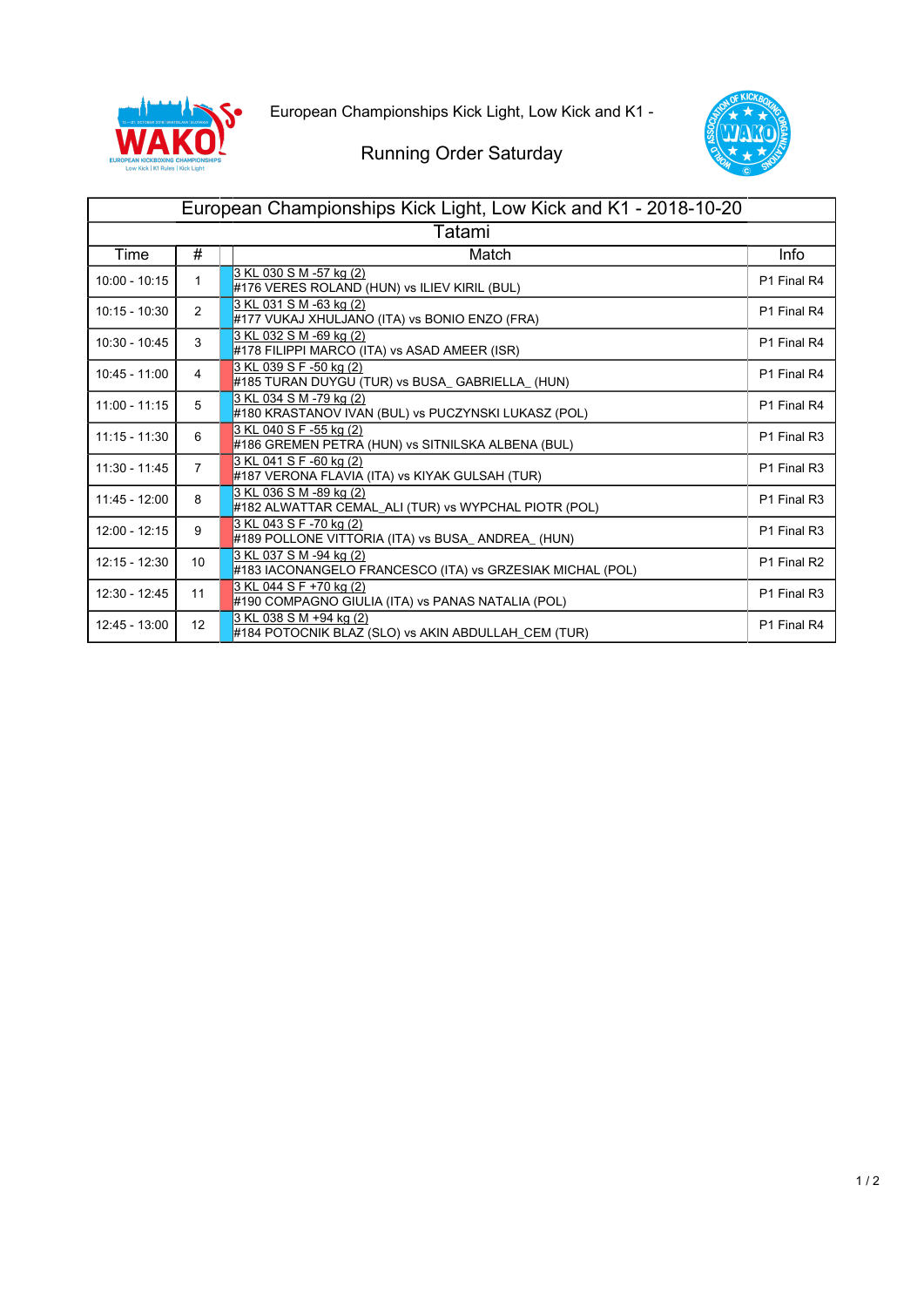European Championships Kick Light, Low Kick and K1 -

Running Order Saturday

| European Championships Kick Light, Low Kick and K1 - 2018-10-20 | | | |
|---|---|---|---|
| Tatami | | | |
| Time | # | Match | Info |
| 10:00 - 10:15 | 1 | 3 KL 030 S M -57 kg (2)<br>#176 VERES ROLAND (HUN) vs ILIEV KIRIL (BUL) | P1 Final R4 |
| 10:15 - 10:30 | 2 | 3 KL 031 S M -63 kg (2)<br>#177 VUKAJ XHULJANO (ITA) vs BONIO ENZO (FRA) | P1 Final R4 |
| 10:30 - 10:45 | 3 | 3 KL 032 S M -69 kg (2)<br>#178 FILIPPI MARCO (ITA) vs ASAD AMEER (ISR) | P1 Final R4 |
| 10:45 - 11:00 | 4 | 3 KL 039 S F -50 kg (2)<br>#185 TURAN DUYGU (TUR) vs BUSA_ GABRIELLA_ (HUN) | P1 Final R4 |
| 11:00 - 11:15 | 5 | 3 KL 034 S M -79 kg (2)<br>#180 KRASTANOV IVAN (BUL) vs PUCZYNSKI LUKASZ (POL) | P1 Final R4 |
| 11:15 - 11:30 | 6 | 3 KL 040 S F -55 kg (2)<br>#186 GREMEN PETRA (HUN) vs SITNILSKA ALBENA (BUL) | P1 Final R3 |
| 11:30 - 11:45 | 7 | 3 KL 041 S F -60 kg (2)<br>#187 VERONA FLAVIA (ITA) vs KIYAK GULSAH (TUR) | P1 Final R3 |
| 11:45 - 12:00 | 8 | 3 KL 036 S M -89 kg (2)<br>#182 ALWATTAR CEMAL_ALI (TUR) vs WYPCHAL PIOTR (POL) | P1 Final R3 |
| 12:00 - 12:15 | 9 | 3 KL 043 S F -70 kg (2)<br>#189 POLLONE VITTORIA (ITA) vs BUSA_ ANDREA_ (HUN) | P1 Final R3 |
| 12:15 - 12:30 | 10 | 3 KL 037 S M -94 kg (2)<br>#183 IACONANGELO FRANCESCO (ITA) vs GRZESIAK MICHAL (POL) | P1 Final R2 |
| 12:30 - 12:45 | 11 | 3 KL 044 S F +70 kg (2)<br>#190 COMPAGNO GIULIA (ITA) vs PANAS NATALIA (POL) | P1 Final R3 |
| 12:45 - 13:00 | 12 | 3 KL 038 S M +94 kg (2)<br>#184 POTOCNIK BLAZ (SLO) vs AKIN ABDULLAH_CEM (TUR) | P1 Final R4 |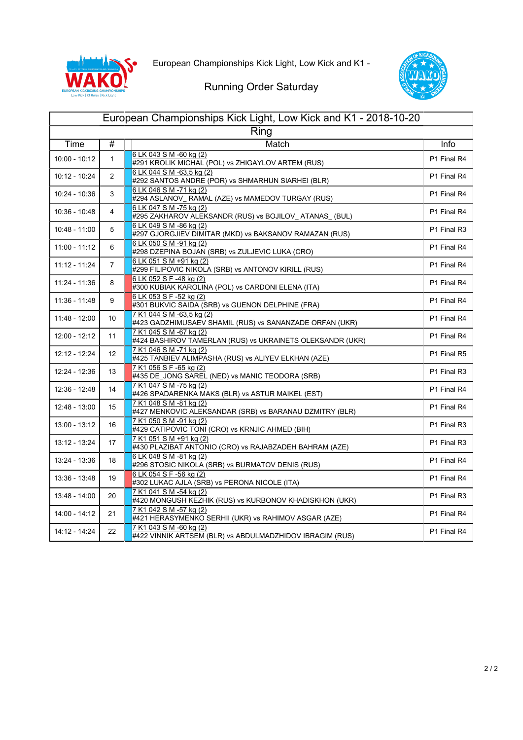European Championships Kick Light, Low Kick and K1 -

Running Order Saturday

| European Championships Kick Light, Low Kick and K1 - 2018-10-20 | | | |
|---|---|---|---|
| Ring | | | |
| Time | # | Match | Info |
| 10:00 - 10:12 | 1 | 6 LK 043 S M -60 kg (2)<br>#291 KROLIK MICHAL (POL) vs ZHIGAYLOV ARTEM (RUS) | P1 Final R4 |
| 10:12 - 10:24 | 2 | 6 LK 044 S M -63,5 kg (2)<br>#292 SANTOS ANDRE (POR) vs SHMARHUN SIARHEI (BLR) | P1 Final R4 |
| 10:24 - 10:36 | 3 | 6 LK 046 S M -71 kg (2)<br>#294 ASLANOV_ RAMAL (AZE) vs MAMEDOV TURGAY (RUS) | P1 Final R4 |
| 10:36 - 10:48 | 4 | 6 LK 047 S M -75 kg (2)<br>#295 ZAKHAROV ALEKSANDR (RUS) vs BOJILOV_ ATANAS_ (BUL) | P1 Final R4 |
| 10:48 - 11:00 | 5 | 6 LK 049 S M -86 kg (2)<br>#297 GJORGJIEV DIMITAR (MKD) vs BAKSANOV RAMAZAN (RUS) | P1 Final R3 |
| 11:00 - 11:12 | 6 | 6 LK 050 S M -91 kg (2)<br>#298 DZEPINA BOJAN (SRB) vs ZULJEVIC LUKA (CRO) | P1 Final R4 |
| 11:12 - 11:24 | 7 | 6 LK 051 S M +91 kg (2)<br>#299 FILIPOVIC NIKOLA (SRB) vs ANTONOV KIRILL (RUS) | P1 Final R4 |
| 11:24 - 11:36 | 8 | 6 LK 052 S F -48 kg (2)<br>#300 KUBIAK KAROLINA (POL) vs CARDONI ELENA (ITA) | P1 Final R4 |
| 11:36 - 11:48 | 9 | 6 LK 053 S F -52 kg (2)<br>#301 BUKVIC SAIDA (SRB) vs GUENON DELPHINE (FRA) | P1 Final R4 |
| 11:48 - 12:00 | 10 | 7 K1 044 S M -63,5 kg (2)<br>#423 GADZHIMUSAEV SHAMIL (RUS) vs SANANZADE ORFAN (UKR) | P1 Final R4 |
| 12:00 - 12:12 | 11 | 7 K1 045 S M -67 kg (2)<br>#424 BASHIROV TAMERLAN (RUS) vs UKRAINETS OLEKSANDR (UKR) | P1 Final R4 |
| 12:12 - 12:24 | 12 | 7 K1 046 S M -71 kg (2)<br>#425 TANBIEV ALIMPASHA (RUS) vs ALIYEV ELKHAN (AZE) | P1 Final R5 |
| 12:24 - 12:36 | 13 | 7 K1 056 S F -65 kg (2)<br>#435 DE_JONG SAREL (NED) vs MANIC TEODORA (SRB) | P1 Final R3 |
| 12:36 - 12:48 | 14 | 7 K1 047 S M -75 kg (2)<br>#426 SPADARENKA MAKS (BLR) vs ASTUR MAIKEL (EST) | P1 Final R4 |
| 12:48 - 13:00 | 15 | 7 K1 048 S M -81 kg (2)<br>#427 MENKOVIC ALEKSANDAR (SRB) vs BARANAU DZMITRY (BLR) | P1 Final R4 |
| 13:00 - 13:12 | 16 | 7 K1 050 S M -91 kg (2)<br>#429 CATIPOVIC TONI (CRO) vs KRNJIC AHMED (BIH) | P1 Final R3 |
| 13:12 - 13:24 | 17 | 7 K1 051 S M +91 kg (2)<br>#430 PLAZIBAT ANTONIO (CRO) vs RAJABZADEH BAHRAM (AZE) | P1 Final R3 |
| 13:24 - 13:36 | 18 | 6 LK 048 S M -81 kg (2)<br>#296 STOSIC NIKOLA (SRB) vs BURMATOV DENIS (RUS) | P1 Final R4 |
| 13:36 - 13:48 | 19 | 6 LK 054 S F -56 kg (2)<br>#302 LUKAC AJLA (SRB) vs PERONA NICOLE (ITA) | P1 Final R4 |
| 13:48 - 14:00 | 20 | 7 K1 041 S M -54 kg (2)<br>#420 MONGUSH KEZHIK (RUS) vs KURBONOV KHADISKHON (UKR) | P1 Final R3 |
| 14:00 - 14:12 | 21 | 7 K1 042 S M -57 kg (2)<br>#421 HERASYMENKO SERHII (UKR) vs RAHIMOV ASGAR (AZE) | P1 Final R4 |
| 14:12 - 14:24 | 22 | 7 K1 043 S M -60 kg (2)<br>#422 VINNIK ARTSEM (BLR) vs ABDULMADZHIDOV IBRAGIM (RUS) | P1 Final R4 |